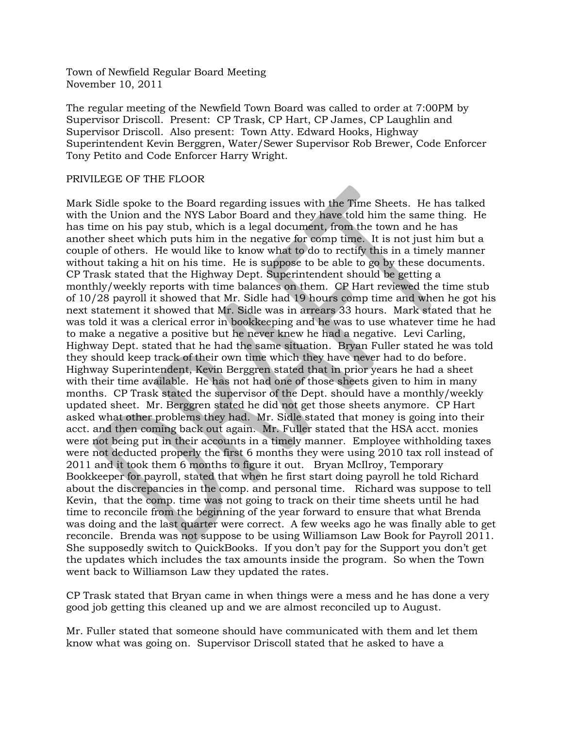Town of Newfield Regular Board Meeting
November 10, 2011

The regular meeting of the Newfield Town Board was called to order at 7:00PM by Supervisor Driscoll. Present: CP Trask, CP Hart, CP James, CP Laughlin and Supervisor Driscoll. Also present: Town Atty. Edward Hooks, Highway Superintendent Kevin Berggren, Water/Sewer Supervisor Rob Brewer, Code Enforcer Tony Petito and Code Enforcer Harry Wright.

PRIVILEGE OF THE FLOOR

Mark Sidle spoke to the Board regarding issues with the Time Sheets. He has talked with the Union and the NYS Labor Board and they have told him the same thing. He has time on his pay stub, which is a legal document, from the town and he has another sheet which puts him in the negative for comp time. It is not just him but a couple of others. He would like to know what to do to rectify this in a timely manner without taking a hit on his time. He is suppose to be able to go by these documents. CP Trask stated that the Highway Dept. Superintendent should be getting a monthly/weekly reports with time balances on them. CP Hart reviewed the time stub of 10/28 payroll it showed that Mr. Sidle had 19 hours comp time and when he got his next statement it showed that Mr. Sidle was in arrears 33 hours. Mark stated that he was told it was a clerical error in bookkeeping and he was to use whatever time he had to make a negative a positive but he never knew he had a negative. Levi Carling, Highway Dept. stated that he had the same situation. Bryan Fuller stated he was told they should keep track of their own time which they have never had to do before. Highway Superintendent, Kevin Berggren stated that in prior years he had a sheet with their time available. He has not had one of those sheets given to him in many months. CP Trask stated the supervisor of the Dept. should have a monthly/weekly updated sheet. Mr. Berggren stated he did not get those sheets anymore. CP Hart asked what other problems they had. Mr. Sidle stated that money is going into their acct. and then coming back out again. Mr. Fuller stated that the HSA acct. monies were not being put in their accounts in a timely manner. Employee withholding taxes were not deducted properly the first 6 months they were using 2010 tax roll instead of 2011 and it took them 6 months to figure it out. Bryan McIlroy, Temporary Bookkeeper for payroll, stated that when he first start doing payroll he told Richard about the discrepancies in the comp. and personal time. Richard was suppose to tell Kevin, that the comp. time was not going to track on their time sheets until he had time to reconcile from the beginning of the year forward to ensure that what Brenda was doing and the last quarter were correct. A few weeks ago he was finally able to get reconcile. Brenda was not suppose to be using Williamson Law Book for Payroll 2011. She supposedly switch to QuickBooks. If you don't pay for the Support you don't get the updates which includes the tax amounts inside the program. So when the Town went back to Williamson Law they updated the rates.

CP Trask stated that Bryan came in when things were a mess and he has done a very good job getting this cleaned up and we are almost reconciled up to August.

Mr. Fuller stated that someone should have communicated with them and let them know what was going on. Supervisor Driscoll stated that he asked to have a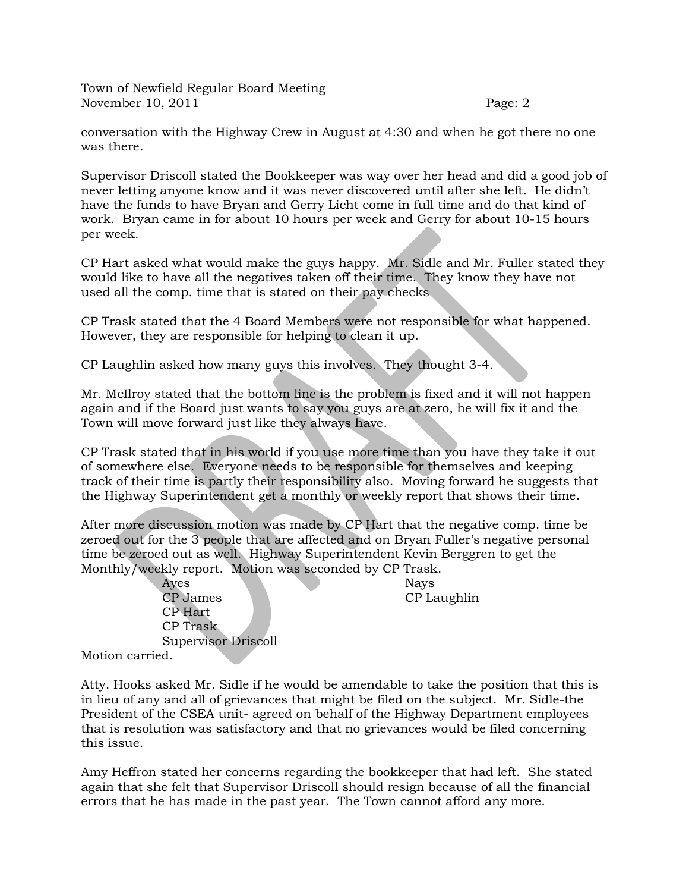conversation with the Highway Crew in August at 4:30 and when he got there no one was there.

Supervisor Driscoll stated the Bookkeeper was way over her head and did a good job of never letting anyone know and it was never discovered until after she left. He didn't have the funds to have Bryan and Gerry Licht come in full time and do that kind of work. Bryan came in for about 10 hours per week and Gerry for about 10-15 hours per week.

CP Hart asked what would make the guys happy. Mr. Sidle and Mr. Fuller stated they would like to have all the negatives taken off their time. They know they have not used all the comp. time that is stated on their pay checks

CP Trask stated that the 4 Board Members were not responsible for what happened. However, they are responsible for helping to clean it up.

CP Laughlin asked how many guys this involves. They thought 3-4.

Mr. McIlroy stated that the bottom line is the problem is fixed and it will not happen again and if the Board just wants to say you guys are at zero, he will fix it and the Town will move forward just like they always have.

CP Trask stated that in his world if you use more time than you have they take it out of somewhere else. Everyone needs to be responsible for themselves and keeping track of their time is partly their responsibility also. Moving forward he suggests that the Highway Superintendent get a monthly or weekly report that shows their time.

After more discussion motion was made by CP Hart that the negative comp. time be zeroed out for the 3 people that are affected and on Bryan Fuller's negative personal time be zeroed out as well. Highway Superintendent Kevin Berggren to get the Monthly/weekly report. Motion was seconded by CP Trask.

| Ayes | Nays |
|---|---|
| CP James | CP Laughlin |
| CP Hart | |
| CP Trask | |
| Supervisor Driscoll | |

Motion carried.

Atty. Hooks asked Mr. Sidle if he would be amendable to take the position that this is in lieu of any and all of grievances that might be filed on the subject. Mr. Sidle-the President of the CSEA unit- agreed on behalf of the Highway Department employees that is resolution was satisfactory and that no grievances would be filed concerning this issue.

Amy Heffron stated her concerns regarding the bookkeeper that had left. She stated again that she felt that Supervisor Driscoll should resign because of all the financial errors that he has made in the past year. The Town cannot afford any more.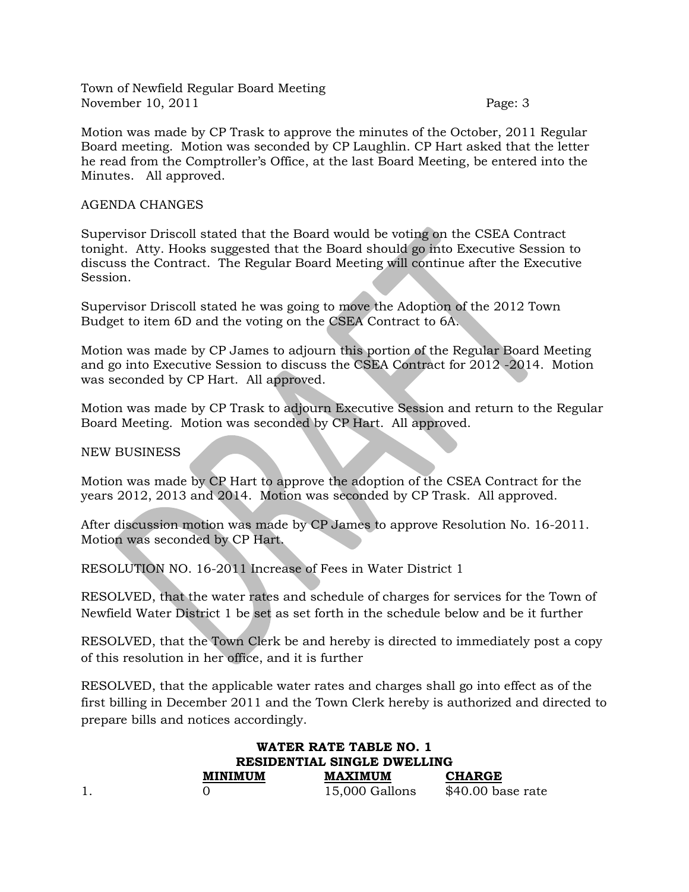Motion was made by CP Trask to approve the minutes of the October, 2011 Regular Board meeting. Motion was seconded by CP Laughlin. CP Hart asked that the letter he read from the Comptroller's Office, at the last Board Meeting, be entered into the Minutes. All approved.

AGENDA CHANGES

Supervisor Driscoll stated that the Board would be voting on the CSEA Contract tonight. Atty. Hooks suggested that the Board should go into Executive Session to discuss the Contract. The Regular Board Meeting will continue after the Executive Session.

Supervisor Driscoll stated he was going to move the Adoption of the 2012 Town Budget to item 6D and the voting on the CSEA Contract to 6A.

Motion was made by CP James to adjourn this portion of the Regular Board Meeting and go into Executive Session to discuss the CSEA Contract for 2012 -2014. Motion was seconded by CP Hart. All approved.

Motion was made by CP Trask to adjourn Executive Session and return to the Regular Board Meeting. Motion was seconded by CP Hart. All approved.

NEW BUSINESS

Motion was made by CP Hart to approve the adoption of the CSEA Contract for the years 2012, 2013 and 2014. Motion was seconded by CP Trask. All approved.

After discussion motion was made by CP James to approve Resolution No. 16-2011. Motion was seconded by CP Hart.

RESOLUTION NO. 16-2011 Increase of Fees in Water District 1

RESOLVED, that the water rates and schedule of charges for services for the Town of Newfield Water District 1 be set as set forth in the schedule below and be it further

RESOLVED, that the Town Clerk be and hereby is directed to immediately post a copy of this resolution in her office, and it is further

RESOLVED, that the applicable water rates and charges shall go into effect as of the first billing in December 2011 and the Town Clerk hereby is authorized and directed to prepare bills and notices accordingly.

**WATER RATE TABLE NO. 1**
**RESIDENTIAL SINGLE DWELLING**

| | **MINIMUM** | **MAXIMUM** | **CHARGE** |
|---|---|---|---|
| 1. | 0 | 15,000 Gallons | $40.00 base rate |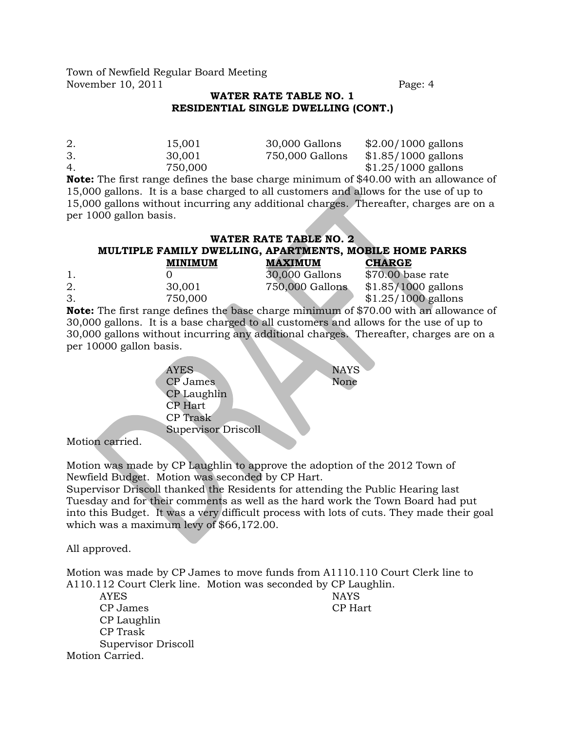**WATER RATE TABLE NO. 1**
**RESIDENTIAL SINGLE DWELLING (CONT.)**

| | | | |
|---|---|---|---|
| 2. | 15,001 | 30,000 Gallons | $2.00/1000 gallons |
| 3. | 30,001 | 750,000 Gallons | $1.85/1000 gallons |
| 4. | 750,000 | | $1.25/1000 gallons |

**Note:** The first range defines the base charge minimum of $40.00 with an allowance of 15,000 gallons. It is a base charged to all customers and allows for the use of up to 15,000 gallons without incurring any additional charges. Thereafter, charges are on a per 1000 gallon basis.

**WATER RATE TABLE NO. 2**
**MULTIPLE FAMILY DWELLING, APARTMENTS, MOBILE HOME PARKS**

| | MINIMUM | MAXIMUM | CHARGE |
|---|---|---|---|
| 1. | 0 | 30,000 Gallons | $70.00 base rate |
| 2. | 30,001 | 750,000 Gallons | $1.85/1000 gallons |
| 3. | 750,000 | | $1.25/1000 gallons |

**Note:** The first range defines the base charge minimum of $70.00 with an allowance of 30,000 gallons. It is a base charged to all customers and allows for the use of up to 30,000 gallons without incurring any additional charges. Thereafter, charges are on a per 10000 gallon basis.

| AYES | NAYS |
|---|---|
| CP James | None |
| CP Laughlin | |
| CP Hart | |
| CP Trask | |
| Supervisor Driscoll | |

Motion carried.

Motion was made by CP Laughlin to approve the adoption of the 2012 Town of Newfield Budget. Motion was seconded by CP Hart.
Supervisor Driscoll thanked the Residents for attending the Public Hearing last Tuesday and for their comments as well as the hard work the Town Board had put into this Budget. It was a very difficult process with lots of cuts. They made their goal which was a maximum levy of $66,172.00.

All approved.

Motion was made by CP James to move funds from A1110.110 Court Clerk line to A110.112 Court Clerk line. Motion was seconded by CP Laughlin.

| AYES | NAYS |
|---|---|
| CP James | CP Hart |
| CP Laughlin | |
| CP Trask | |
| Supervisor Driscoll | |

Motion Carried.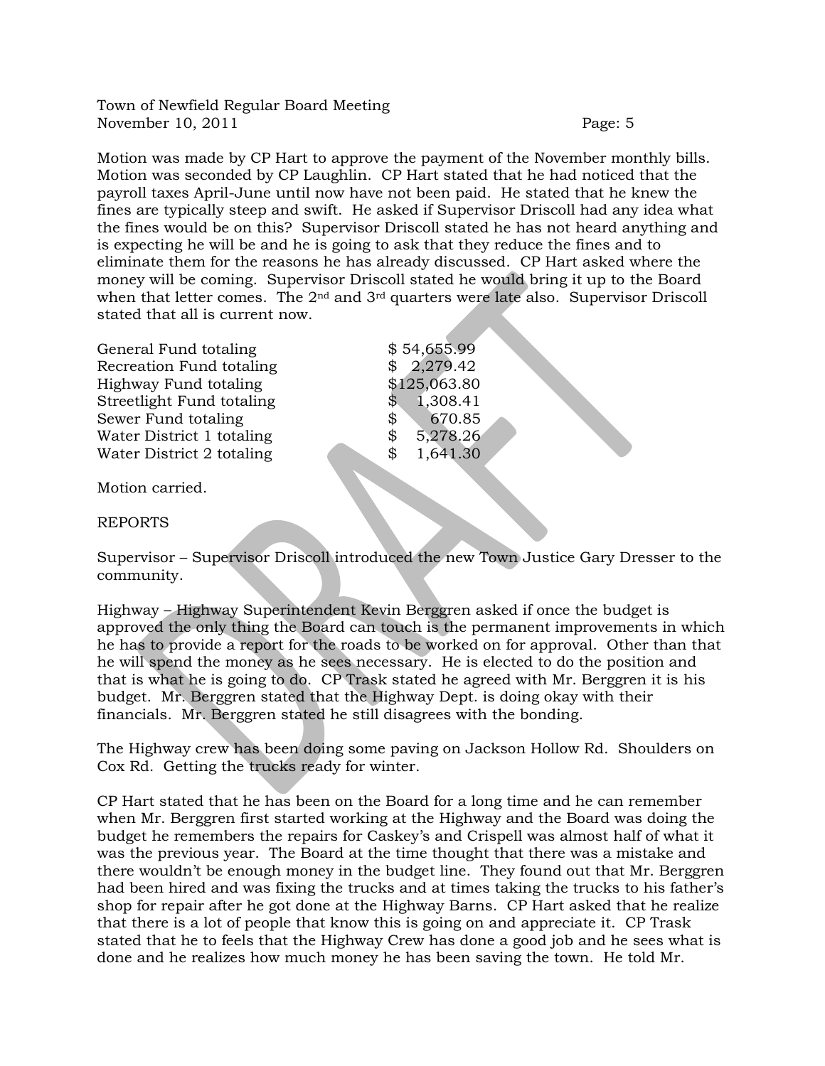Motion was made by CP Hart to approve the payment of the November monthly bills. Motion was seconded by CP Laughlin. CP Hart stated that he had noticed that the payroll taxes April-June until now have not been paid. He stated that he knew the fines are typically steep and swift. He asked if Supervisor Driscoll had any idea what the fines would be on this? Supervisor Driscoll stated he has not heard anything and is expecting he will be and he is going to ask that they reduce the fines and to eliminate them for the reasons he has already discussed. CP Hart asked where the money will be coming. Supervisor Driscoll stated he would bring it up to the Board when that letter comes. The 2nd and 3rd quarters were late also. Supervisor Driscoll stated that all is current now.

| | |
|---|---|
| General Fund totaling | $ 54,655.99 |
| Recreation Fund totaling | $ 2,279.42 |
| Highway Fund totaling | $125,063.80 |
| Streetlight Fund totaling | $ 1,308.41 |
| Sewer Fund totaling | $ 670.85 |
| Water District 1 totaling | $ 5,278.26 |
| Water District 2 totaling | $ 1,641.30 |

Motion carried.

REPORTS

Supervisor – Supervisor Driscoll introduced the new Town Justice Gary Dresser to the community.

Highway – Highway Superintendent Kevin Berggren asked if once the budget is approved the only thing the Board can touch is the permanent improvements in which he has to provide a report for the roads to be worked on for approval. Other than that he will spend the money as he sees necessary. He is elected to do the position and that is what he is going to do. CP Trask stated he agreed with Mr. Berggren it is his budget. Mr. Berggren stated that the Highway Dept. is doing okay with their financials. Mr. Berggren stated he still disagrees with the bonding.

The Highway crew has been doing some paving on Jackson Hollow Rd. Shoulders on Cox Rd. Getting the trucks ready for winter.

CP Hart stated that he has been on the Board for a long time and he can remember when Mr. Berggren first started working at the Highway and the Board was doing the budget he remembers the repairs for Caskey's and Crispell was almost half of what it was the previous year. The Board at the time thought that there was a mistake and there wouldn't be enough money in the budget line. They found out that Mr. Berggren had been hired and was fixing the trucks and at times taking the trucks to his father's shop for repair after he got done at the Highway Barns. CP Hart asked that he realize that there is a lot of people that know this is going on and appreciate it. CP Trask stated that he to feels that the Highway Crew has done a good job and he sees what is done and he realizes how much money he has been saving the town. He told Mr.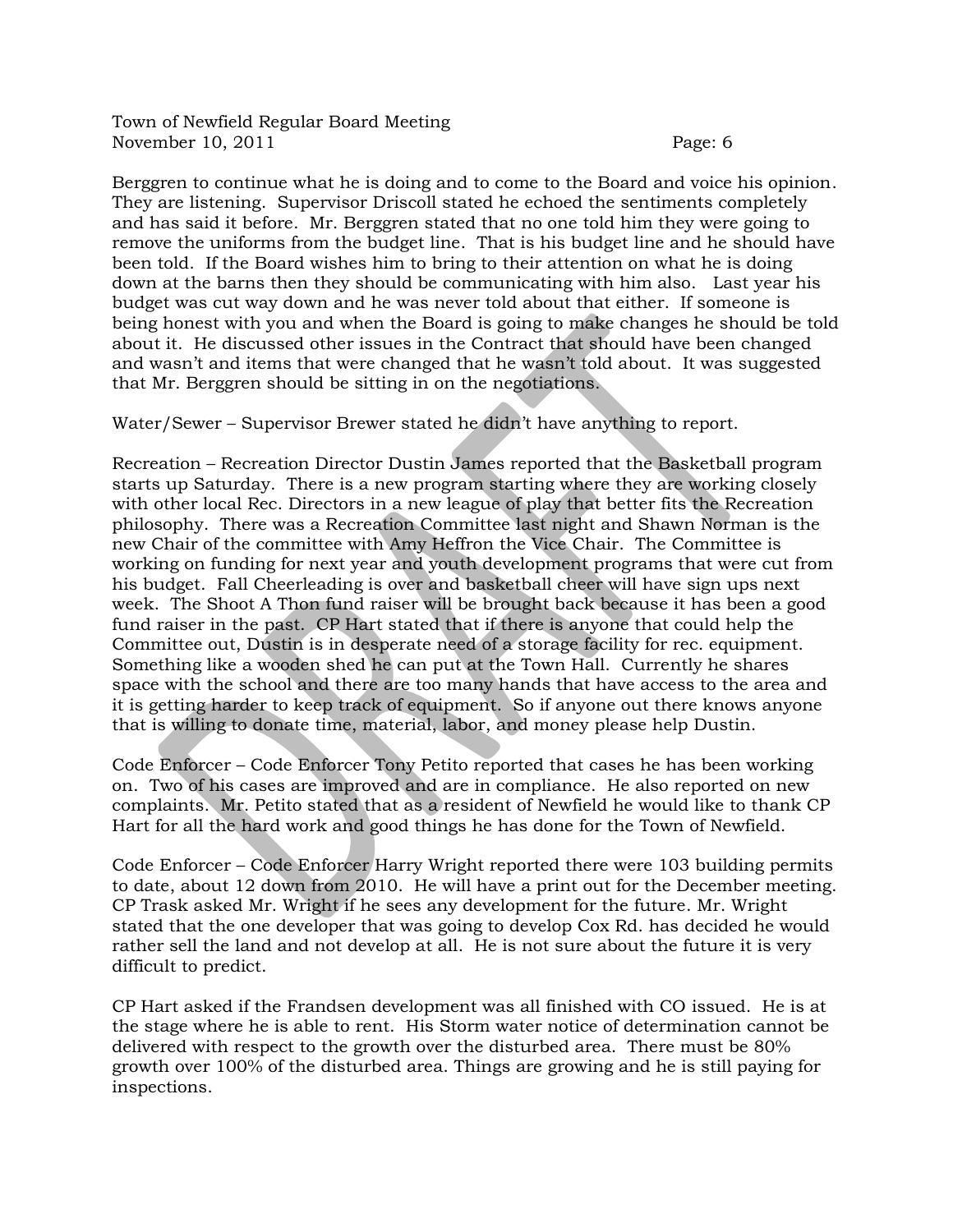Berggren to continue what he is doing and to come to the Board and voice his opinion. They are listening. Supervisor Driscoll stated he echoed the sentiments completely and has said it before. Mr. Berggren stated that no one told him they were going to remove the uniforms from the budget line. That is his budget line and he should have been told. If the Board wishes him to bring to their attention on what he is doing down at the barns then they should be communicating with him also. Last year his budget was cut way down and he was never told about that either. If someone is being honest with you and when the Board is going to make changes he should be told about it. He discussed other issues in the Contract that should have been changed and wasn't and items that were changed that he wasn't told about. It was suggested that Mr. Berggren should be sitting in on the negotiations.

Water/Sewer – Supervisor Brewer stated he didn't have anything to report.

Recreation – Recreation Director Dustin James reported that the Basketball program starts up Saturday. There is a new program starting where they are working closely with other local Rec. Directors in a new league of play that better fits the Recreation philosophy. There was a Recreation Committee last night and Shawn Norman is the new Chair of the committee with Amy Heffron the Vice Chair. The Committee is working on funding for next year and youth development programs that were cut from his budget. Fall Cheerleading is over and basketball cheer will have sign ups next week. The Shoot A Thon fund raiser will be brought back because it has been a good fund raiser in the past. CP Hart stated that if there is anyone that could help the Committee out, Dustin is in desperate need of a storage facility for rec. equipment. Something like a wooden shed he can put at the Town Hall. Currently he shares space with the school and there are too many hands that have access to the area and it is getting harder to keep track of equipment. So if anyone out there knows anyone that is willing to donate time, material, labor, and money please help Dustin.

Code Enforcer – Code Enforcer Tony Petito reported that cases he has been working on. Two of his cases are improved and are in compliance. He also reported on new complaints. Mr. Petito stated that as a resident of Newfield he would like to thank CP Hart for all the hard work and good things he has done for the Town of Newfield.

Code Enforcer – Code Enforcer Harry Wright reported there were 103 building permits to date, about 12 down from 2010. He will have a print out for the December meeting. CP Trask asked Mr. Wright if he sees any development for the future. Mr. Wright stated that the one developer that was going to develop Cox Rd. has decided he would rather sell the land and not develop at all. He is not sure about the future it is very difficult to predict.

CP Hart asked if the Frandsen development was all finished with CO issued. He is at the stage where he is able to rent. His Storm water notice of determination cannot be delivered with respect to the growth over the disturbed area. There must be 80% growth over 100% of the disturbed area. Things are growing and he is still paying for inspections.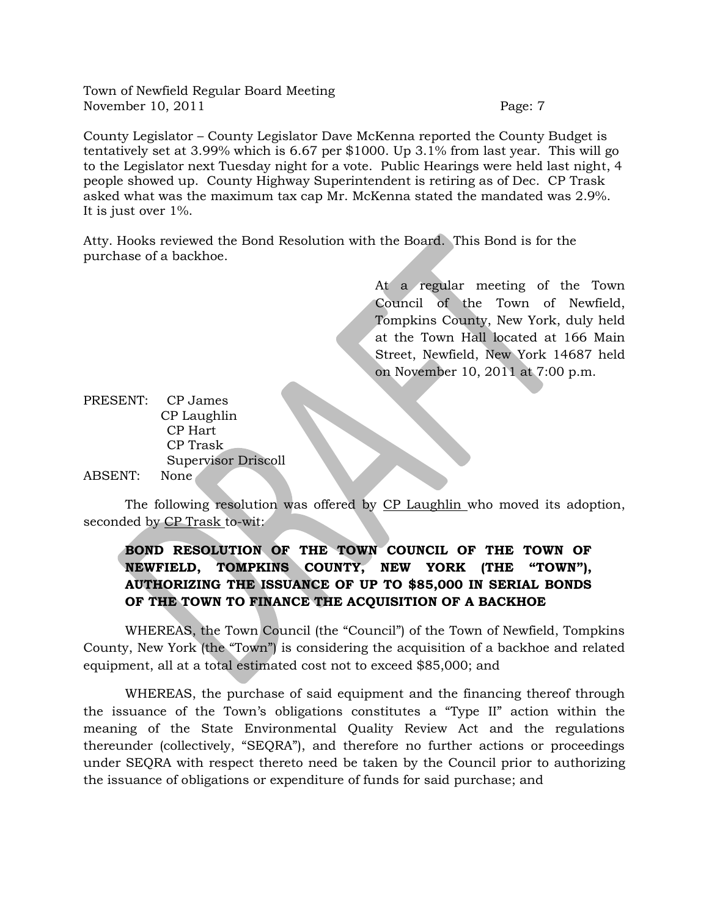County Legislator – County Legislator Dave McKenna reported the County Budget is tentatively set at 3.99% which is 6.67 per $1000. Up 3.1% from last year. This will go to the Legislator next Tuesday night for a vote. Public Hearings were held last night, 4 people showed up. County Highway Superintendent is retiring as of Dec. CP Trask asked what was the maximum tax cap Mr. McKenna stated the mandated was 2.9%. It is just over 1%.

Atty. Hooks reviewed the Bond Resolution with the Board. This Bond is for the purchase of a backhoe.

At a regular meeting of the Town Council of the Town of Newfield, Tompkins County, New York, duly held at the Town Hall located at 166 Main Street, Newfield, New York 14687 held on November 10, 2011 at 7:00 p.m.

PRESENT: CP James
CP Laughlin
CP Hart
CP Trask
Supervisor Driscoll

ABSENT: None

The following resolution was offered by CP Laughlin who moved its adoption, seconded by CP Trask to-wit:

**BOND RESOLUTION OF THE TOWN COUNCIL OF THE TOWN OF NEWFIELD, TOMPKINS COUNTY, NEW YORK (THE "TOWN"), AUTHORIZING THE ISSUANCE OF UP TO $85,000 IN SERIAL BONDS OF THE TOWN TO FINANCE THE ACQUISITION OF A BACKHOE**

WHEREAS, the Town Council (the "Council") of the Town of Newfield, Tompkins County, New York (the "Town") is considering the acquisition of a backhoe and related equipment, all at a total estimated cost not to exceed $85,000; and

WHEREAS, the purchase of said equipment and the financing thereof through the issuance of the Town's obligations constitutes a "Type II" action within the meaning of the State Environmental Quality Review Act and the regulations thereunder (collectively, "SEQRA"), and therefore no further actions or proceedings under SEQRA with respect thereto need be taken by the Council prior to authorizing the issuance of obligations or expenditure of funds for said purchase; and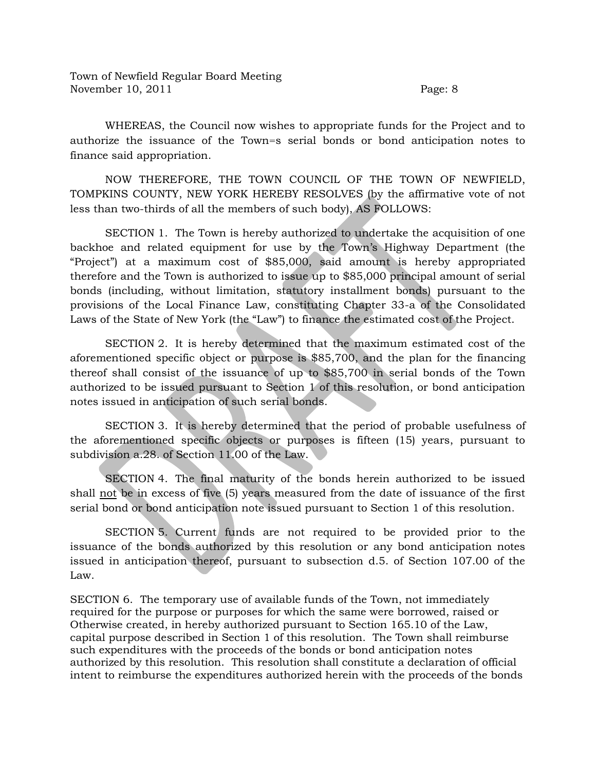WHEREAS, the Council now wishes to appropriate funds for the Project and to authorize the issuance of the Town=s serial bonds or bond anticipation notes to finance said appropriation.

NOW THEREFORE, THE TOWN COUNCIL OF THE TOWN OF NEWFIELD, TOMPKINS COUNTY, NEW YORK HEREBY RESOLVES (by the affirmative vote of not less than two-thirds of all the members of such body), AS FOLLOWS:

SECTION 1. The Town is hereby authorized to undertake the acquisition of one backhoe and related equipment for use by the Town's Highway Department (the "Project") at a maximum cost of $85,000, said amount is hereby appropriated therefore and the Town is authorized to issue up to $85,000 principal amount of serial bonds (including, without limitation, statutory installment bonds) pursuant to the provisions of the Local Finance Law, constituting Chapter 33-a of the Consolidated Laws of the State of New York (the "Law") to finance the estimated cost of the Project.

SECTION 2. It is hereby determined that the maximum estimated cost of the aforementioned specific object or purpose is $85,700, and the plan for the financing thereof shall consist of the issuance of up to $85,700 in serial bonds of the Town authorized to be issued pursuant to Section 1 of this resolution, or bond anticipation notes issued in anticipation of such serial bonds.

SECTION 3. It is hereby determined that the period of probable usefulness of the aforementioned specific objects or purposes is fifteen (15) years, pursuant to subdivision a.28. of Section 11.00 of the Law.

SECTION 4. The final maturity of the bonds herein authorized to be issued shall <u>not</u> be in excess of five (5) years measured from the date of issuance of the first serial bond or bond anticipation note issued pursuant to Section 1 of this resolution.

SECTION 5. Current funds are not required to be provided prior to the issuance of the bonds authorized by this resolution or any bond anticipation notes issued in anticipation thereof, pursuant to subsection d.5. of Section 107.00 of the Law.

SECTION 6. The temporary use of available funds of the Town, not immediately required for the purpose or purposes for which the same were borrowed, raised or Otherwise created, in hereby authorized pursuant to Section 165.10 of the Law, capital purpose described in Section 1 of this resolution. The Town shall reimburse such expenditures with the proceeds of the bonds or bond anticipation notes authorized by this resolution. This resolution shall constitute a declaration of official intent to reimburse the expenditures authorized herein with the proceeds of the bonds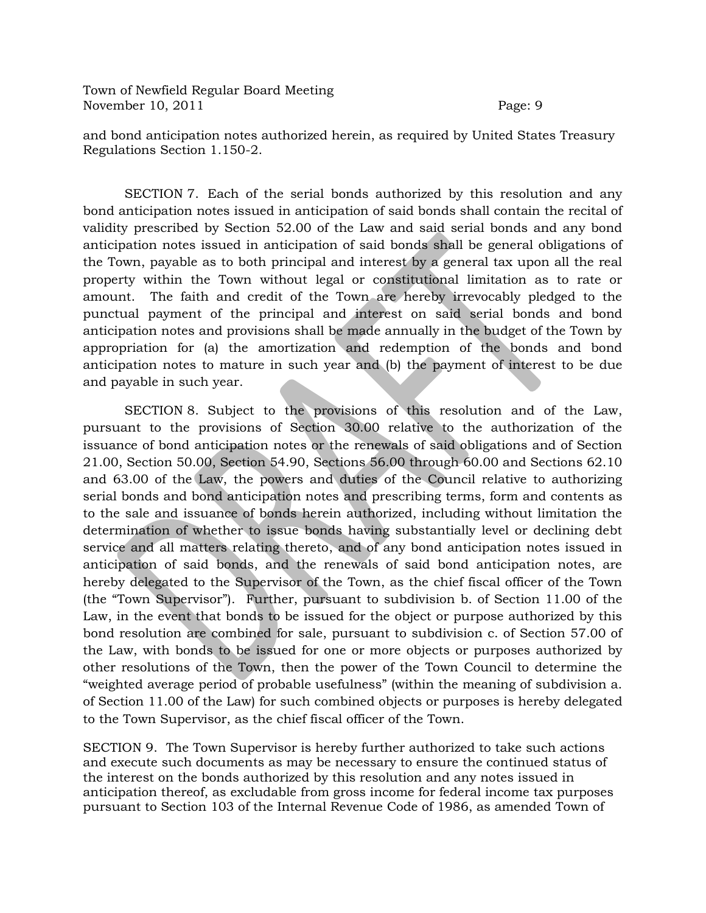and bond anticipation notes authorized herein, as required by United States Treasury Regulations Section 1.150-2.

SECTION 7. Each of the serial bonds authorized by this resolution and any bond anticipation notes issued in anticipation of said bonds shall contain the recital of validity prescribed by Section 52.00 of the Law and said serial bonds and any bond anticipation notes issued in anticipation of said bonds shall be general obligations of the Town, payable as to both principal and interest by a general tax upon all the real property within the Town without legal or constitutional limitation as to rate or amount. The faith and credit of the Town are hereby irrevocably pledged to the punctual payment of the principal and interest on said serial bonds and bond anticipation notes and provisions shall be made annually in the budget of the Town by appropriation for (a) the amortization and redemption of the bonds and bond anticipation notes to mature in such year and (b) the payment of interest to be due and payable in such year.

SECTION 8. Subject to the provisions of this resolution and of the Law, pursuant to the provisions of Section 30.00 relative to the authorization of the issuance of bond anticipation notes or the renewals of said obligations and of Section 21.00, Section 50.00, Section 54.90, Sections 56.00 through 60.00 and Sections 62.10 and 63.00 of the Law, the powers and duties of the Council relative to authorizing serial bonds and bond anticipation notes and prescribing terms, form and contents as to the sale and issuance of bonds herein authorized, including without limitation the determination of whether to issue bonds having substantially level or declining debt service and all matters relating thereto, and of any bond anticipation notes issued in anticipation of said bonds, and the renewals of said bond anticipation notes, are hereby delegated to the Supervisor of the Town, as the chief fiscal officer of the Town (the "Town Supervisor"). Further, pursuant to subdivision b. of Section 11.00 of the Law, in the event that bonds to be issued for the object or purpose authorized by this bond resolution are combined for sale, pursuant to subdivision c. of Section 57.00 of the Law, with bonds to be issued for one or more objects or purposes authorized by other resolutions of the Town, then the power of the Town Council to determine the "weighted average period of probable usefulness" (within the meaning of subdivision a. of Section 11.00 of the Law) for such combined objects or purposes is hereby delegated to the Town Supervisor, as the chief fiscal officer of the Town.

SECTION 9. The Town Supervisor is hereby further authorized to take such actions and execute such documents as may be necessary to ensure the continued status of the interest on the bonds authorized by this resolution and any notes issued in anticipation thereof, as excludable from gross income for federal income tax purposes pursuant to Section 103 of the Internal Revenue Code of 1986, as amended Town of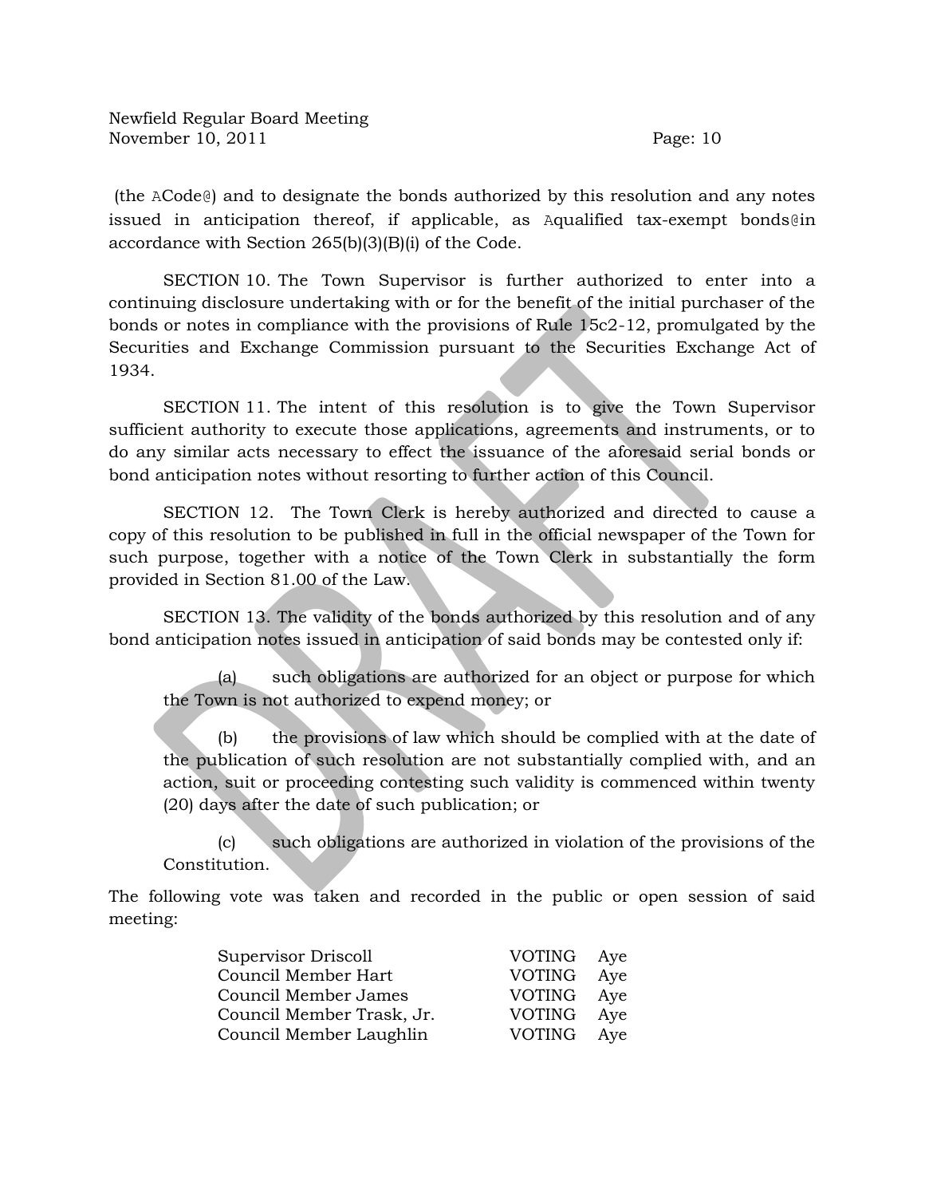(the ACode@) and to designate the bonds authorized by this resolution and any notes issued in anticipation thereof, if applicable, as Aqualified tax-exempt bonds@in accordance with Section 265(b)(3)(B)(i) of the Code.

SECTION 10. The Town Supervisor is further authorized to enter into a continuing disclosure undertaking with or for the benefit of the initial purchaser of the bonds or notes in compliance with the provisions of Rule 15c2-12, promulgated by the Securities and Exchange Commission pursuant to the Securities Exchange Act of 1934.

SECTION 11. The intent of this resolution is to give the Town Supervisor sufficient authority to execute those applications, agreements and instruments, or to do any similar acts necessary to effect the issuance of the aforesaid serial bonds or bond anticipation notes without resorting to further action of this Council.

SECTION 12. The Town Clerk is hereby authorized and directed to cause a copy of this resolution to be published in full in the official newspaper of the Town for such purpose, together with a notice of the Town Clerk in substantially the form provided in Section 81.00 of the Law.

SECTION 13. The validity of the bonds authorized by this resolution and of any bond anticipation notes issued in anticipation of said bonds may be contested only if:

(a) such obligations are authorized for an object or purpose for which the Town is not authorized to expend money; or

(b) the provisions of law which should be complied with at the date of the publication of such resolution are not substantially complied with, and an action, suit or proceeding contesting such validity is commenced within twenty (20) days after the date of such publication; or

(c) such obligations are authorized in violation of the provisions of the Constitution.

The following vote was taken and recorded in the public or open session of said meeting:

| | | |
|---|---|---|
| Supervisor Driscoll | VOTING | Aye |
| Council Member Hart | VOTING | Aye |
| Council Member James | VOTING | Aye |
| Council Member Trask, Jr. | VOTING | Aye |
| Council Member Laughlin | VOTING | Aye |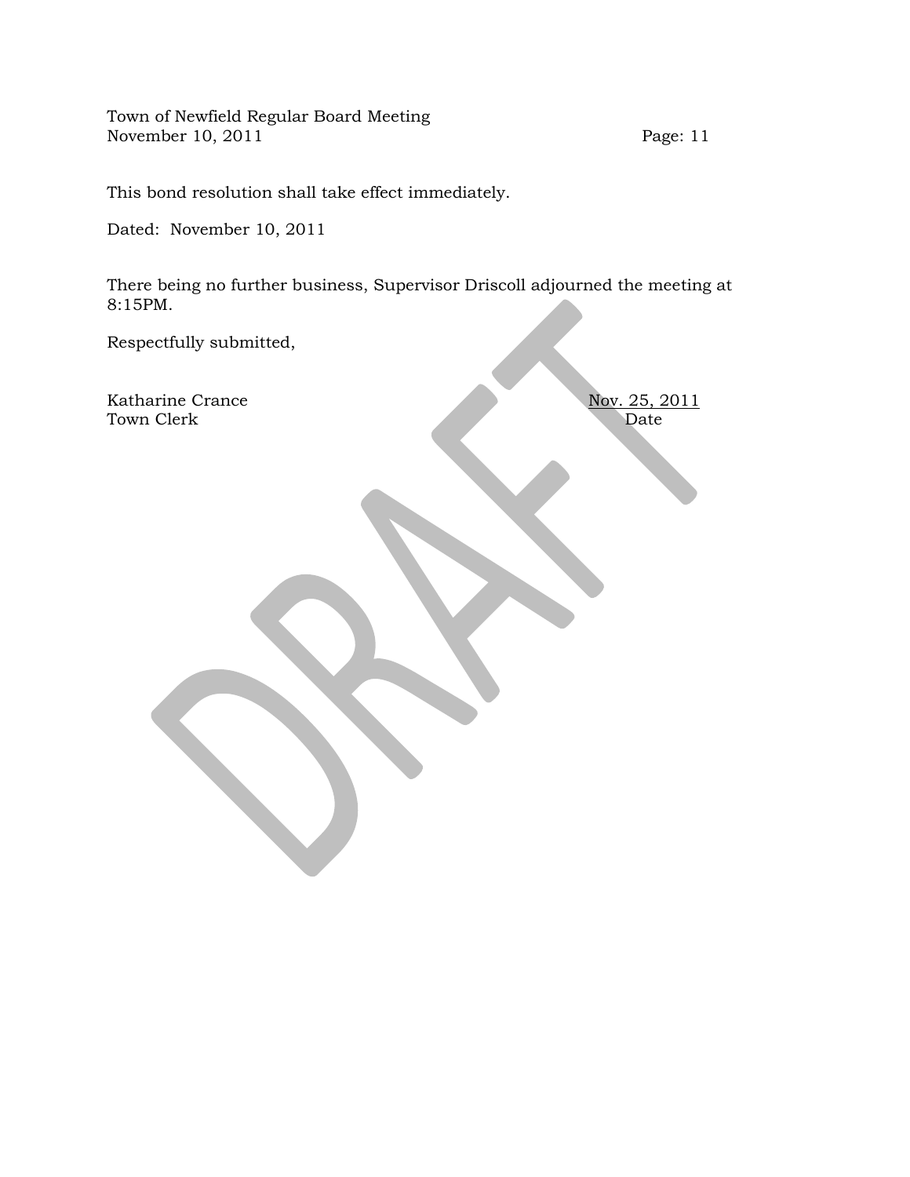This bond resolution shall take effect immediately.

Dated: November 10, 2011

There being no further business, Supervisor Driscoll adjourned the meeting at 8:15PM.

Respectfully submitted,

Katharine Crance  
Town Clerk

Nov. 25, 2011  
Date

DRAFT